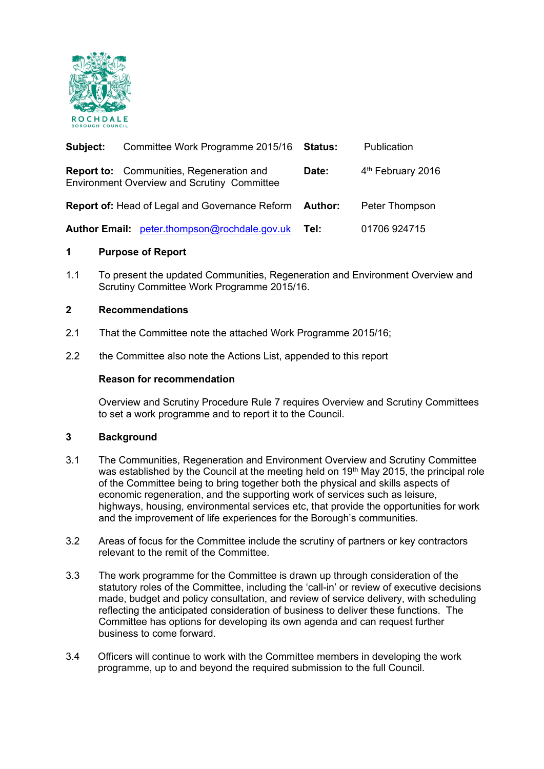ROCHDALE BOROUGH COUNCIL

| | | | |
|---|---|---|---|
| **Subject:** | Committee Work Programme 2015/16 | **Status:** | Publication |
| **Report to:** | Communities, Regeneration and Environment Overview and Scrutiny Committee | **Date:** | 4th February 2016 |
| **Report of:** | Head of Legal and Governance Reform | **Author:** | Peter Thompson |
| **Author Email:** | peter.thompson@rochdale.gov.uk | **Tel:** | 01706 924715 |

## 1 Purpose of Report

1.1 To present the updated Communities, Regeneration and Environment Overview and Scrutiny Committee Work Programme 2015/16.

## 2 Recommendations

2.1 That the Committee note the attached Work Programme 2015/16;

2.2 the Committee also note the Actions List, appended to this report

**Reason for recommendation**

Overview and Scrutiny Procedure Rule 7 requires Overview and Scrutiny Committees to set a work programme and to report it to the Council.

## 3 Background

3.1 The Communities, Regeneration and Environment Overview and Scrutiny Committee was established by the Council at the meeting held on 19th May 2015, the principal role of the Committee being to bring together both the physical and skills aspects of economic regeneration, and the supporting work of services such as leisure, highways, housing, environmental services etc, that provide the opportunities for work and the improvement of life experiences for the Borough's communities.

3.2 Areas of focus for the Committee include the scrutiny of partners or key contractors relevant to the remit of the Committee.

3.3 The work programme for the Committee is drawn up through consideration of the statutory roles of the Committee, including the 'call-in' or review of executive decisions made, budget and policy consultation, and review of service delivery, with scheduling reflecting the anticipated consideration of business to deliver these functions. The Committee has options for developing its own agenda and can request further business to come forward.

3.4 Officers will continue to work with the Committee members in developing the work programme, up to and beyond the required submission to the full Council.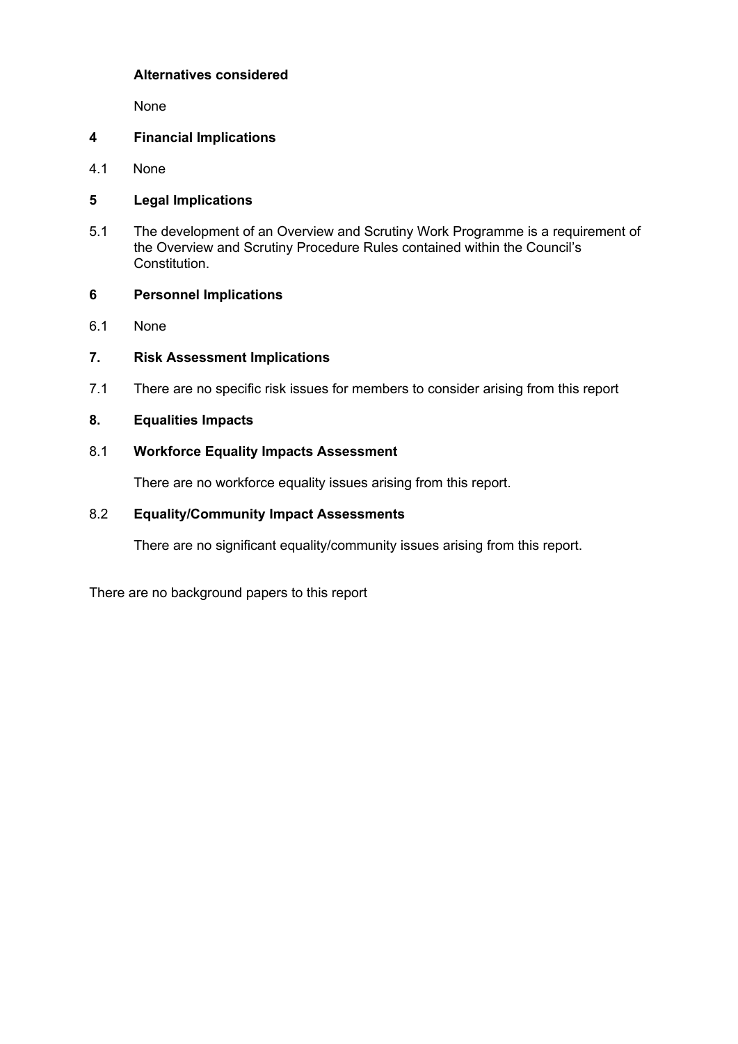**Alternatives considered**

None

## 4 Financial Implications

4.1 None

## 5 Legal Implications

5.1 The development of an Overview and Scrutiny Work Programme is a requirement of the Overview and Scrutiny Procedure Rules contained within the Council's Constitution.

## 6 Personnel Implications

6.1 None

## 7. Risk Assessment Implications

7.1 There are no specific risk issues for members to consider arising from this report

## 8. Equalities Impacts

### 8.1 Workforce Equality Impacts Assessment

There are no workforce equality issues arising from this report.

### 8.2 Equality/Community Impact Assessments

There are no significant equality/community issues arising from this report.

There are no background papers to this report